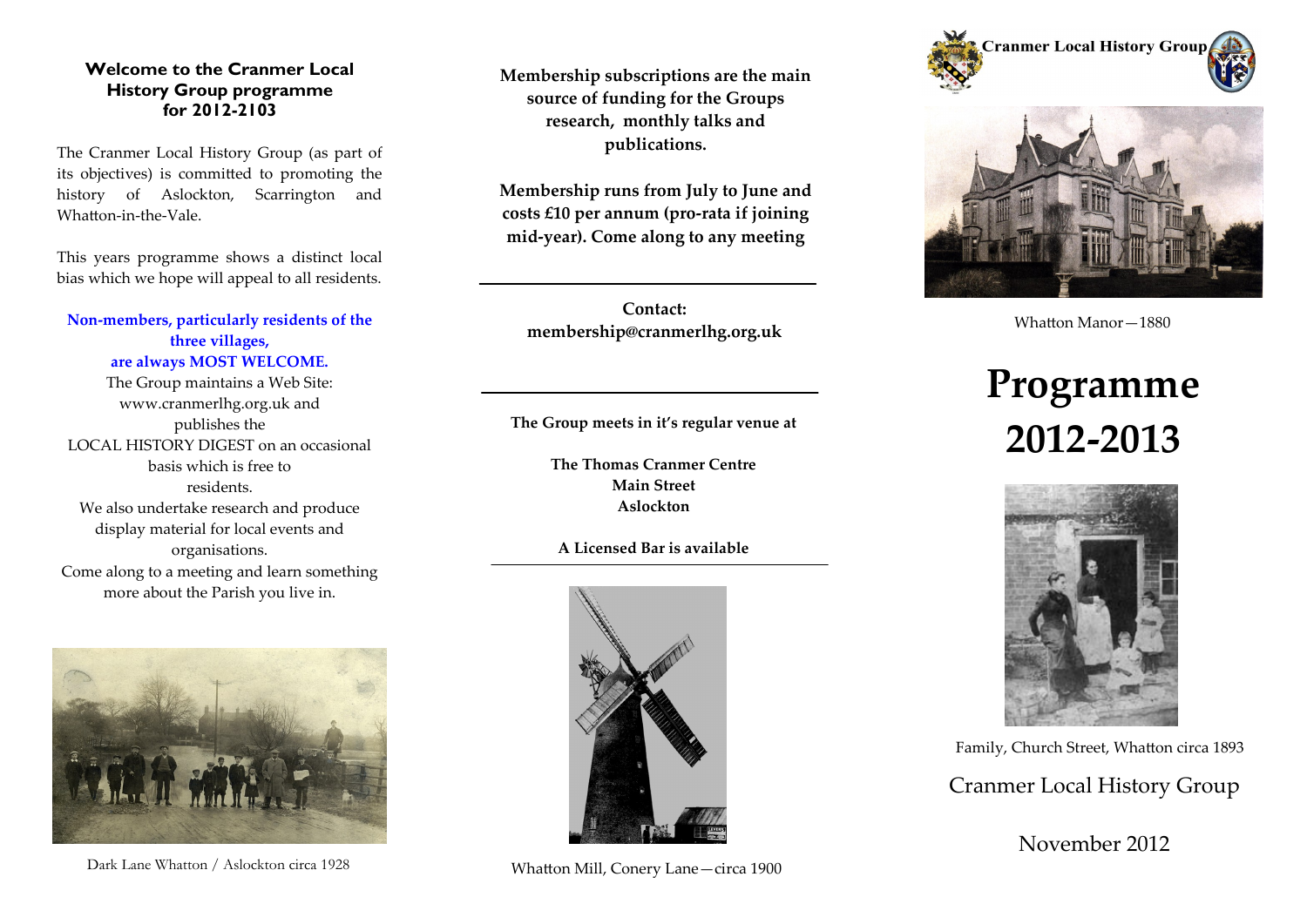## Welcome to the Cranmer Local History Group programme for 2012-2103

The Cranmer Local History Group (as part of its objectives) is committed to promoting the history of Aslockton, Scarrington and Whatton-in-the-Vale.

This years programme shows a distinct local bias which we hope will appeal to all residents.

**Non-members, particularly residents of the three villages, are always MOST WELCOME.**

The Group maintains a Web Site: www.cranmerlhg.org.uk and publishes the LOCAL HISTORY DIGEST on an occasional basis which is free to residents.

We also undertake research and produce display material for local events and organisations.

Come along to a meeting and learn something more about the Parish you live in.

Dark Lane Whatton / Aslockton circa 1928

**Membership subscriptions are the main source of funding for the Groups research, monthly talks and publications.**

**Membership runs from July to June and costs £10 per annum (pro-rata if joining mid-year). Come along to any meeting**

---

**Contact:**
**membership@cranmerlhg.org.uk**

---

**The Group meets in it's regular venue at**

**The Thomas Cranmer Centre**
**Main Street**
**Aslockton**

**A Licensed Bar is available**

---

Whatton Mill, Conery Lane—circa 1900

**Cranmer Local History Group**

Whatton Manor—1880

# Programme 2012-2013

Family, Church Street, Whatton circa 1893

Cranmer Local History Group

November 2012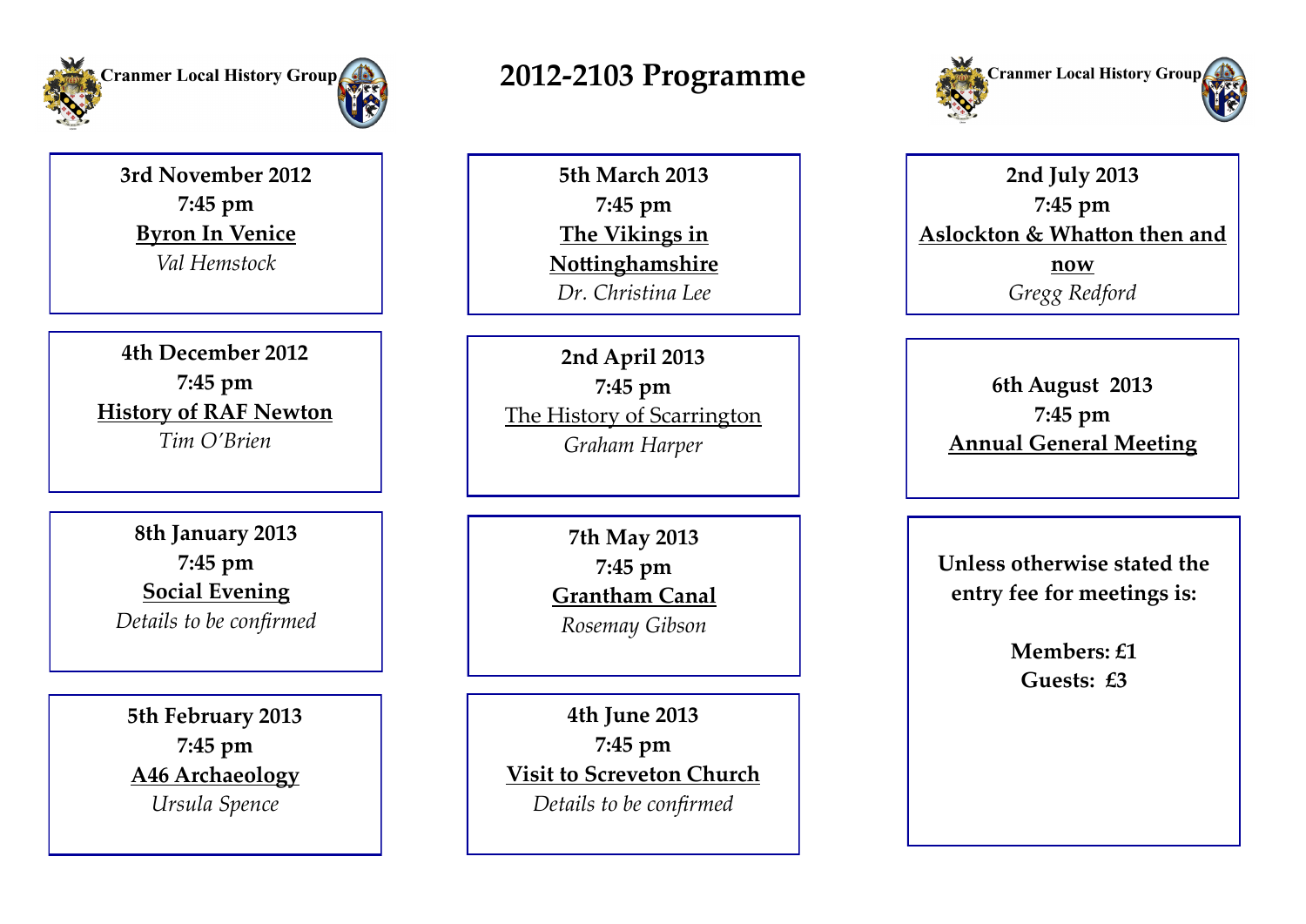Cranmer Local History Group

# 2012-2103 Programme

Cranmer Local History Group

**3rd November 2012**
**7:45 pm**
**Byron In Venice**
*Val Hemstock*

**4th December 2012**
**7:45 pm**
**History of RAF Newton**
*Tim O'Brien*

**8th January 2013**
**7:45 pm**
**Social Evening**
*Details to be confirmed*

**5th February 2013**
**7:45 pm**
**A46 Archaeology**
*Ursula Spence*

**5th March 2013**
**7:45 pm**
**The Vikings in Nottinghamshire**
*Dr. Christina Lee*

**2nd April 2013**
**7:45 pm**
The History of Scarrington
*Graham Harper*

**7th May 2013**
**7:45 pm**
**Grantham Canal**
*Rosemay Gibson*

**4th June 2013**
**7:45 pm**
**Visit to Screveton Church**
*Details to be confirmed*

**2nd July 2013**
**7:45 pm**
**Aslockton & Whatton then and now**
*Gregg Redford*

**6th August 2013**
**7:45 pm**
**Annual General Meeting**

**Unless otherwise stated the entry fee for meetings is:**

**Members: £1**
**Guests: £3**